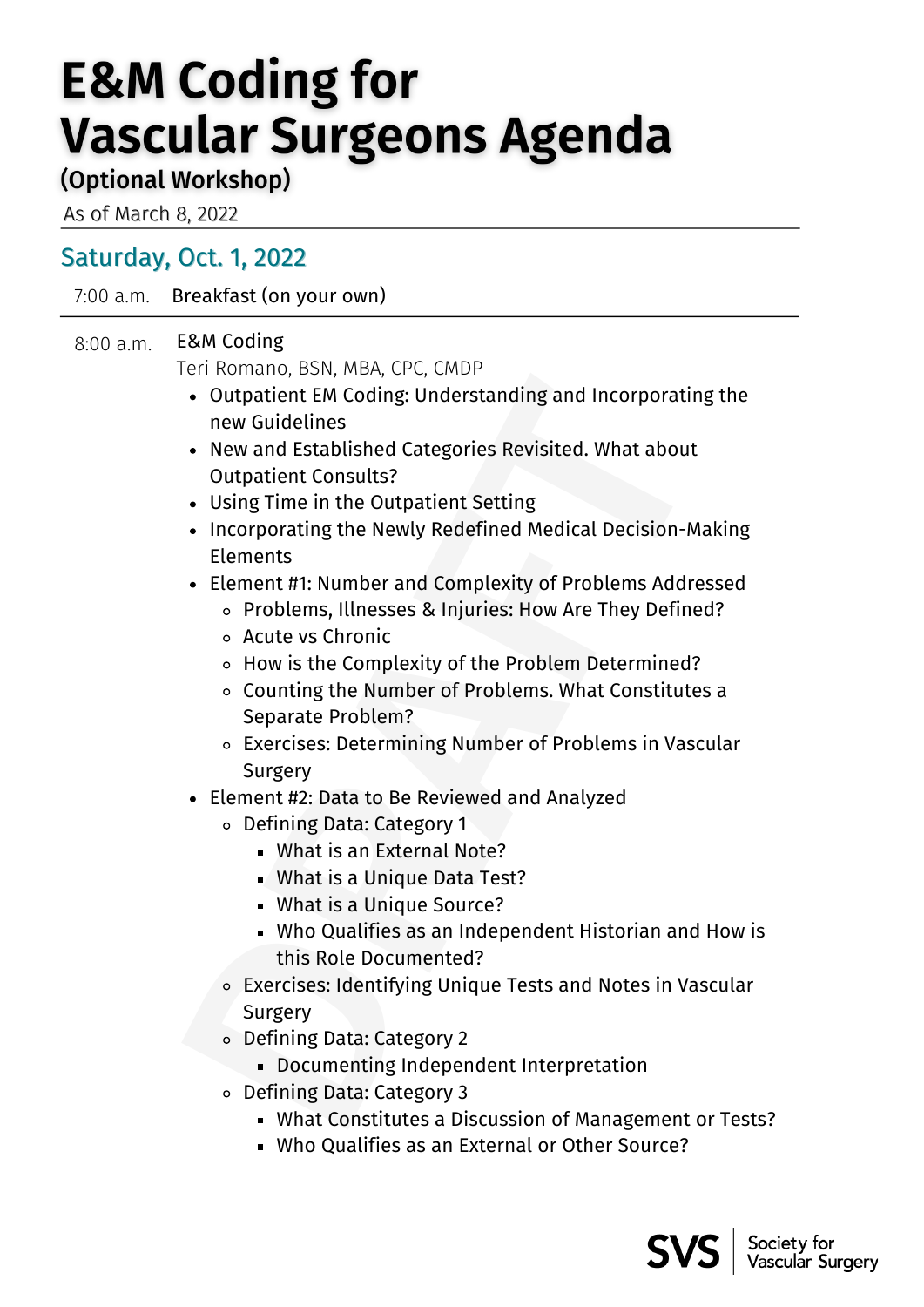# E&M Coding for Vascular Surgeons Agenda

### (Optional Workshop)

As of March 8, 2022

## Saturday, Oct. 1, 2022

7:00 a.m. Breakfast (on your own)

8:00 a.m. E&M Coding

Teri Romano, BSN, MBA, CPC, CMDP

- Outpatient EM Coding: Understanding and Incorporating the new Guidelines
- New and Established Categories Revisited. What about Outpatient Consults?
- Using Time in the Outpatient Setting
- Incorporating the Newly Redefined Medical Decision-Making Elements
- Element #1: Number and Complexity of Problems Addressed
    - Problems, Illnesses & Injuries: How Are They Defined?
    - Acute vs Chronic
    - How is the Complexity of the Problem Determined?
    - Counting the Number of Problems. What Constitutes a Separate Problem?
    - Exercises: Determining Number of Problems in Vascular Surgery
- Element #2: Data to Be Reviewed and Analyzed
    - Defining Data: Category 1
        - What is an External Note?
        - What is a Unique Data Test?
        - What is a Unique Source?
        - Who Qualifies as an Independent Historian and How is this Role Documented?
    - Exercises: Identifying Unique Tests and Notes in Vascular Surgery
    - Defining Data: Category 2
        - Documenting Independent Interpretation
    - Defining Data: Category 3
        - What Constitutes a Discussion of Management or Tests?
        - Who Qualifies as an External or Other Source?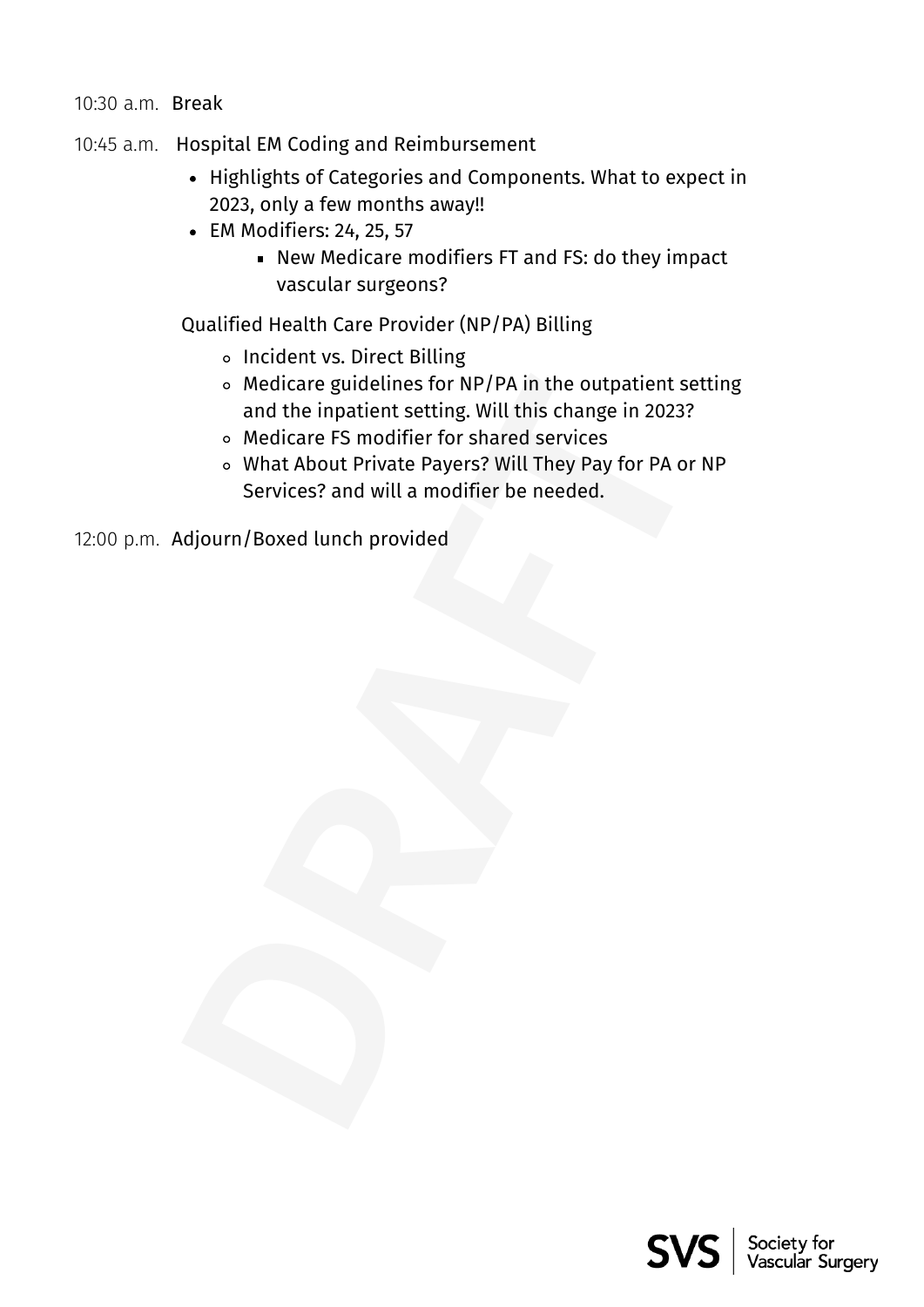10:30 a.m. Break

10:45 a.m. Hospital EM Coding and Reimbursement

- Highlights of Categories and Components. What to expect in 2023, only a few months away!!
- EM Modifiers: 24, 25, 57
  - New Medicare modifiers FT and FS: do they impact vascular surgeons?

Qualified Health Care Provider (NP/PA) Billing

- Incident vs. Direct Billing
- Medicare guidelines for NP/PA in the outpatient setting and the inpatient setting. Will this change in 2023?
- Medicare FS modifier for shared services
- What About Private Payers? Will They Pay for PA or NP Services? and will a modifier be needed.

12:00 p.m. Adjourn/Boxed lunch provided